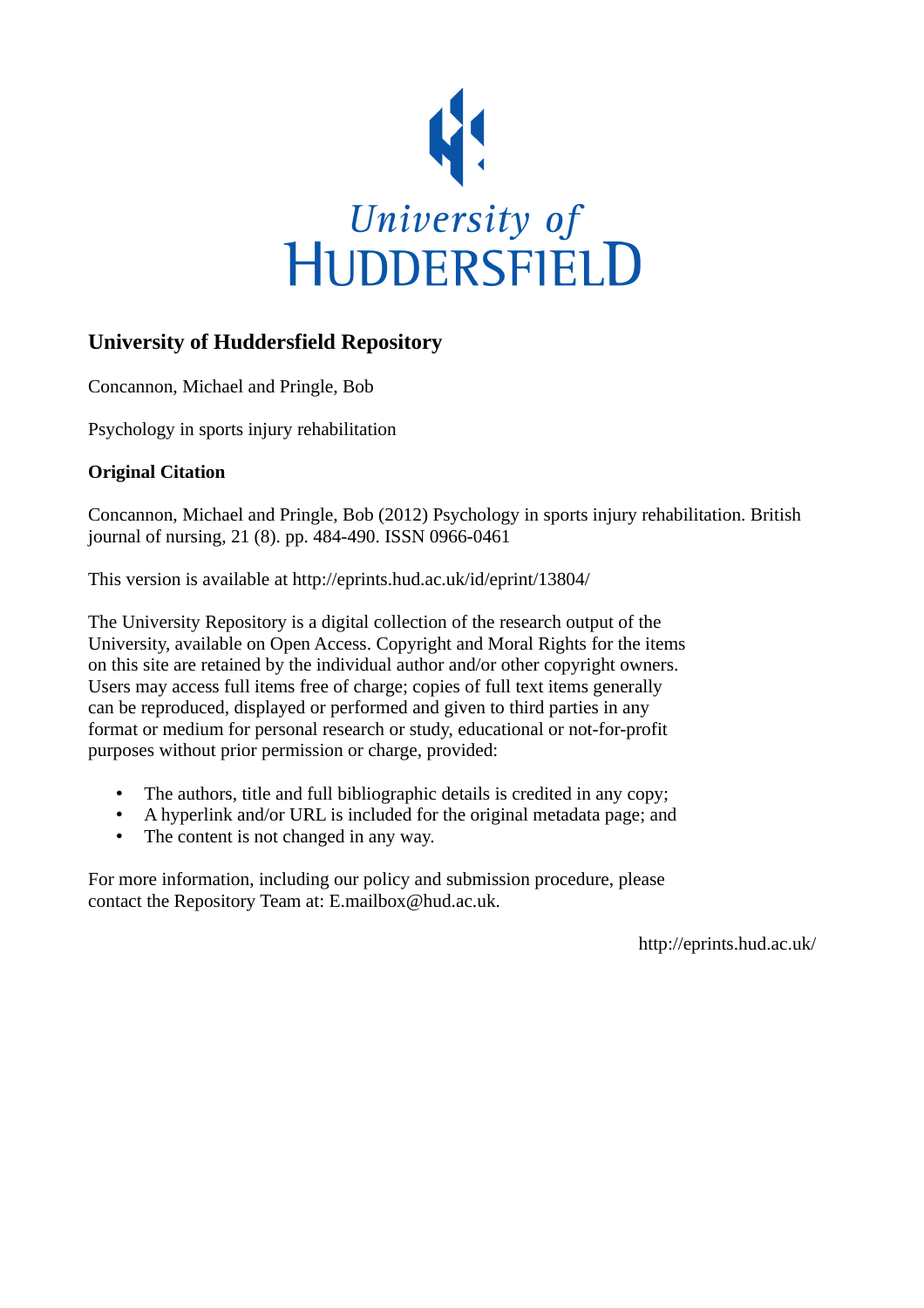University of HUDDERSFIELD

## University of Huddersfield Repository

Concannon, Michael and Pringle, Bob

Psychology in sports injury rehabilitation

**Original Citation**

Concannon, Michael and Pringle, Bob (2012) Psychology in sports injury rehabilitation. British journal of nursing, 21 (8). pp. 484-490. ISSN 0966-0461

This version is available at http://eprints.hud.ac.uk/id/eprint/13804/

The University Repository is a digital collection of the research output of the University, available on Open Access. Copyright and Moral Rights for the items on this site are retained by the individual author and/or other copyright owners. Users may access full items free of charge; copies of full text items generally can be reproduced, displayed or performed and given to third parties in any format or medium for personal research or study, educational or not-for-profit purposes without prior permission or charge, provided:

- The authors, title and full bibliographic details is credited in any copy;
- A hyperlink and/or URL is included for the original metadata page; and
- The content is not changed in any way.

For more information, including our policy and submission procedure, please contact the Repository Team at: E.mailbox@hud.ac.uk.

http://eprints.hud.ac.uk/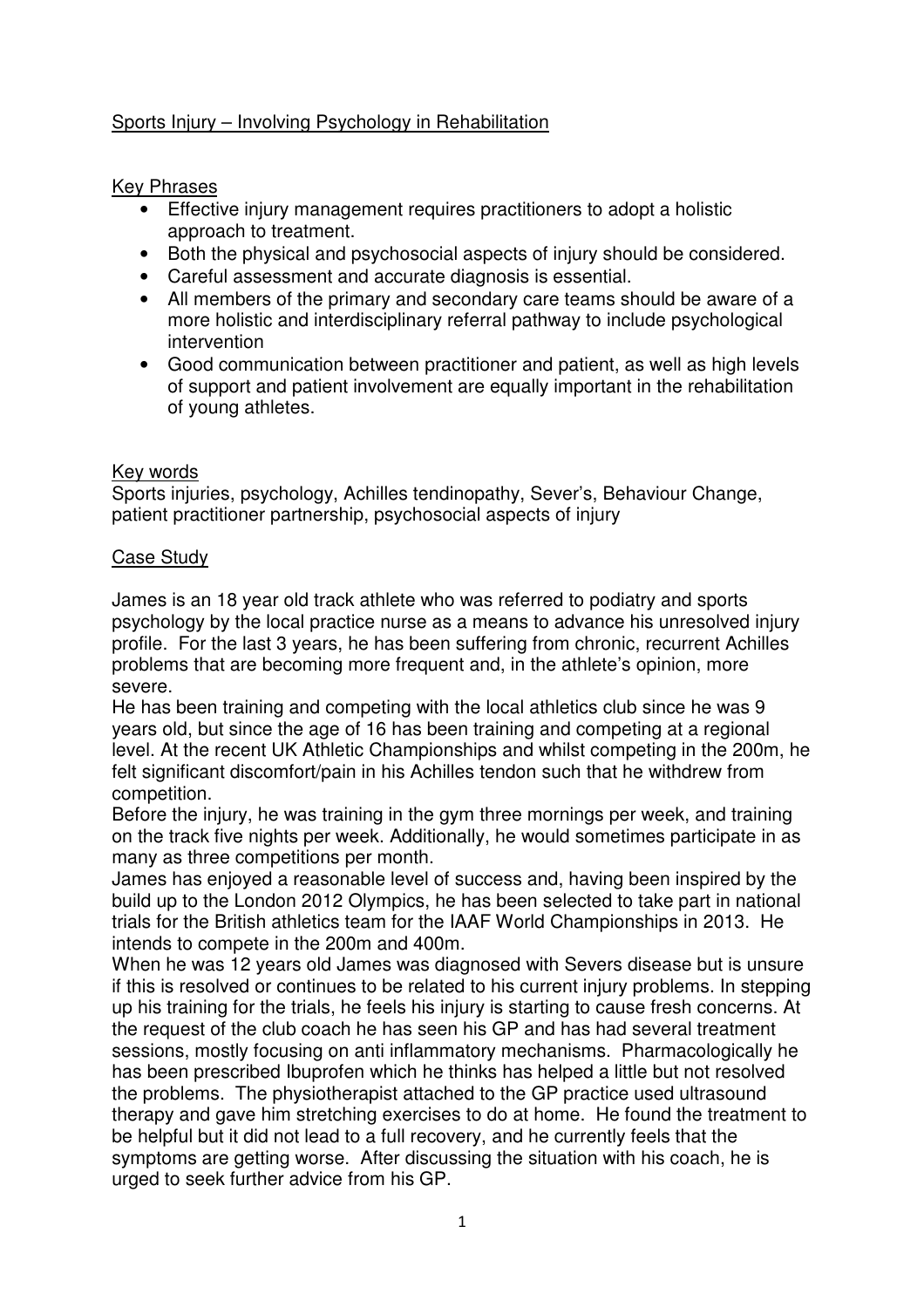Sports Injury – Involving Psychology in Rehabilitation

Key Phrases

- Effective injury management requires practitioners to adopt a holistic approach to treatment.
- Both the physical and psychosocial aspects of injury should be considered.
- Careful assessment and accurate diagnosis is essential.
- All members of the primary and secondary care teams should be aware of a more holistic and interdisciplinary referral pathway to include psychological intervention
- Good communication between practitioner and patient, as well as high levels of support and patient involvement are equally important in the rehabilitation of young athletes.

Key words

Sports injuries, psychology, Achilles tendinopathy, Sever's, Behaviour Change, patient practitioner partnership, psychosocial aspects of injury

Case Study

James is an 18 year old track athlete who was referred to podiatry and sports psychology by the local practice nurse as a means to advance his unresolved injury profile. For the last 3 years, he has been suffering from chronic, recurrent Achilles problems that are becoming more frequent and, in the athlete's opinion, more severe.

He has been training and competing with the local athletics club since he was 9 years old, but since the age of 16 has been training and competing at a regional level. At the recent UK Athletic Championships and whilst competing in the 200m, he felt significant discomfort/pain in his Achilles tendon such that he withdrew from competition.

Before the injury, he was training in the gym three mornings per week, and training on the track five nights per week. Additionally, he would sometimes participate in as many as three competitions per month.

James has enjoyed a reasonable level of success and, having been inspired by the build up to the London 2012 Olympics, he has been selected to take part in national trials for the British athletics team for the IAAF World Championships in 2013. He intends to compete in the 200m and 400m.

When he was 12 years old James was diagnosed with Severs disease but is unsure if this is resolved or continues to be related to his current injury problems. In stepping up his training for the trials, he feels his injury is starting to cause fresh concerns. At the request of the club coach he has seen his GP and has had several treatment sessions, mostly focusing on anti inflammatory mechanisms. Pharmacologically he has been prescribed Ibuprofen which he thinks has helped a little but not resolved the problems. The physiotherapist attached to the GP practice used ultrasound therapy and gave him stretching exercises to do at home. He found the treatment to be helpful but it did not lead to a full recovery, and he currently feels that the symptoms are getting worse. After discussing the situation with his coach, he is urged to seek further advice from his GP.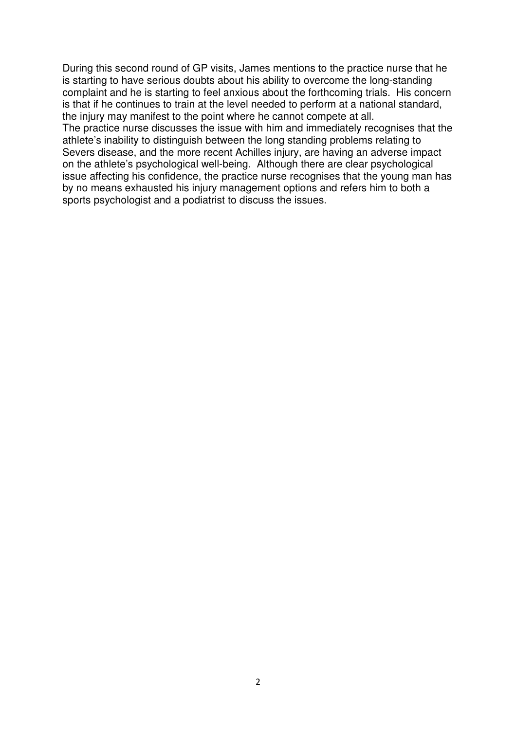During this second round of GP visits, James mentions to the practice nurse that he is starting to have serious doubts about his ability to overcome the long-standing complaint and he is starting to feel anxious about the forthcoming trials. His concern is that if he continues to train at the level needed to perform at a national standard, the injury may manifest to the point where he cannot compete at all.

The practice nurse discusses the issue with him and immediately recognises that the athlete's inability to distinguish between the long standing problems relating to Severs disease, and the more recent Achilles injury, are having an adverse impact on the athlete's psychological well-being. Although there are clear psychological issue affecting his confidence, the practice nurse recognises that the young man has by no means exhausted his injury management options and refers him to both a sports psychologist and a podiatrist to discuss the issues.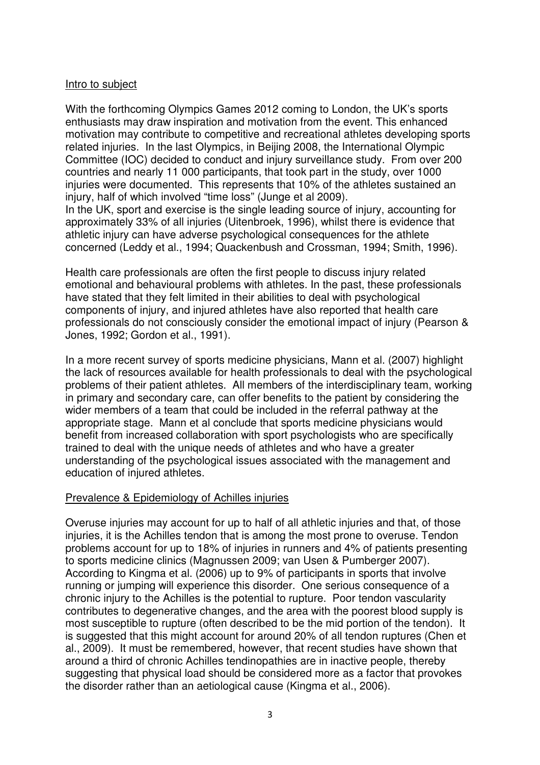## Intro to subject

With the forthcoming Olympics Games 2012 coming to London, the UK's sports enthusiasts may draw inspiration and motivation from the event. This enhanced motivation may contribute to competitive and recreational athletes developing sports related injuries. In the last Olympics, in Beijing 2008, the International Olympic Committee (IOC) decided to conduct and injury surveillance study. From over 200 countries and nearly 11 000 participants, that took part in the study, over 1000 injuries were documented. This represents that 10% of the athletes sustained an injury, half of which involved "time loss" (Junge et al 2009).
In the UK, sport and exercise is the single leading source of injury, accounting for approximately 33% of all injuries (Uitenbroek, 1996), whilst there is evidence that athletic injury can have adverse psychological consequences for the athlete concerned (Leddy et al., 1994; Quackenbush and Crossman, 1994; Smith, 1996).

Health care professionals are often the first people to discuss injury related emotional and behavioural problems with athletes. In the past, these professionals have stated that they felt limited in their abilities to deal with psychological components of injury, and injured athletes have also reported that health care professionals do not consciously consider the emotional impact of injury (Pearson & Jones, 1992; Gordon et al., 1991).

In a more recent survey of sports medicine physicians, Mann et al. (2007) highlight the lack of resources available for health professionals to deal with the psychological problems of their patient athletes. All members of the interdisciplinary team, working in primary and secondary care, can offer benefits to the patient by considering the wider members of a team that could be included in the referral pathway at the appropriate stage. Mann et al conclude that sports medicine physicians would benefit from increased collaboration with sport psychologists who are specifically trained to deal with the unique needs of athletes and who have a greater understanding of the psychological issues associated with the management and education of injured athletes.

## Prevalence & Epidemiology of Achilles injuries

Overuse injuries may account for up to half of all athletic injuries and that, of those injuries, it is the Achilles tendon that is among the most prone to overuse. Tendon problems account for up to 18% of injuries in runners and 4% of patients presenting to sports medicine clinics (Magnussen 2009; van Usen & Pumberger 2007). According to Kingma et al. (2006) up to 9% of participants in sports that involve running or jumping will experience this disorder. One serious consequence of a chronic injury to the Achilles is the potential to rupture. Poor tendon vascularity contributes to degenerative changes, and the area with the poorest blood supply is most susceptible to rupture (often described to be the mid portion of the tendon). It is suggested that this might account for around 20% of all tendon ruptures (Chen et al., 2009). It must be remembered, however, that recent studies have shown that around a third of chronic Achilles tendinopathies are in inactive people, thereby suggesting that physical load should be considered more as a factor that provokes the disorder rather than an aetiological cause (Kingma et al., 2006).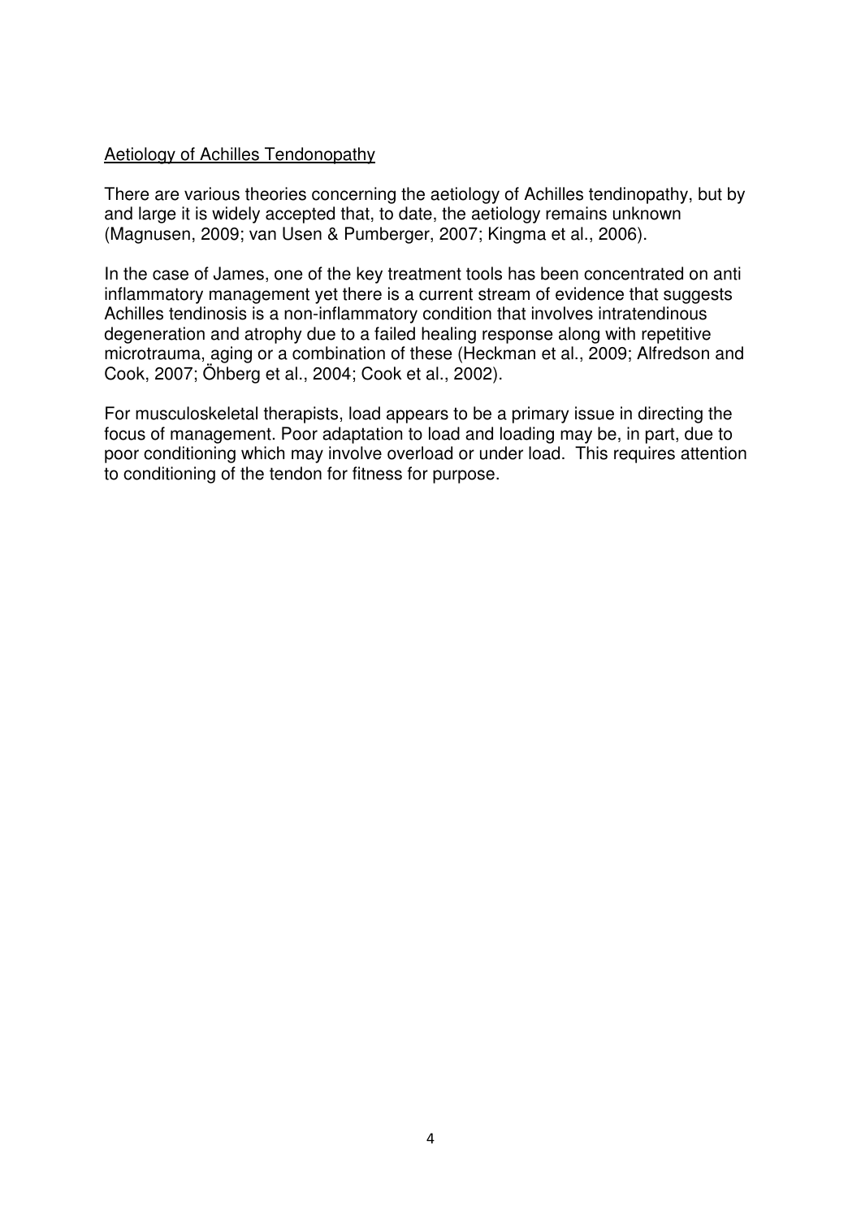## Aetiology of Achilles Tendonopathy

There are various theories concerning the aetiology of Achilles tendinopathy, but by and large it is widely accepted that, to date, the aetiology remains unknown (Magnusen, 2009; van Usen & Pumberger, 2007; Kingma et al., 2006).

In the case of James, one of the key treatment tools has been concentrated on anti inflammatory management yet there is a current stream of evidence that suggests Achilles tendinosis is a non-inflammatory condition that involves intratendinous degeneration and atrophy due to a failed healing response along with repetitive microtrauma, aging or a combination of these (Heckman et al., 2009; Alfredson and Cook, 2007; Öhberg et al., 2004; Cook et al., 2002).

For musculoskeletal therapists, load appears to be a primary issue in directing the focus of management. Poor adaptation to load and loading may be, in part, due to poor conditioning which may involve overload or under load. This requires attention to conditioning of the tendon for fitness for purpose.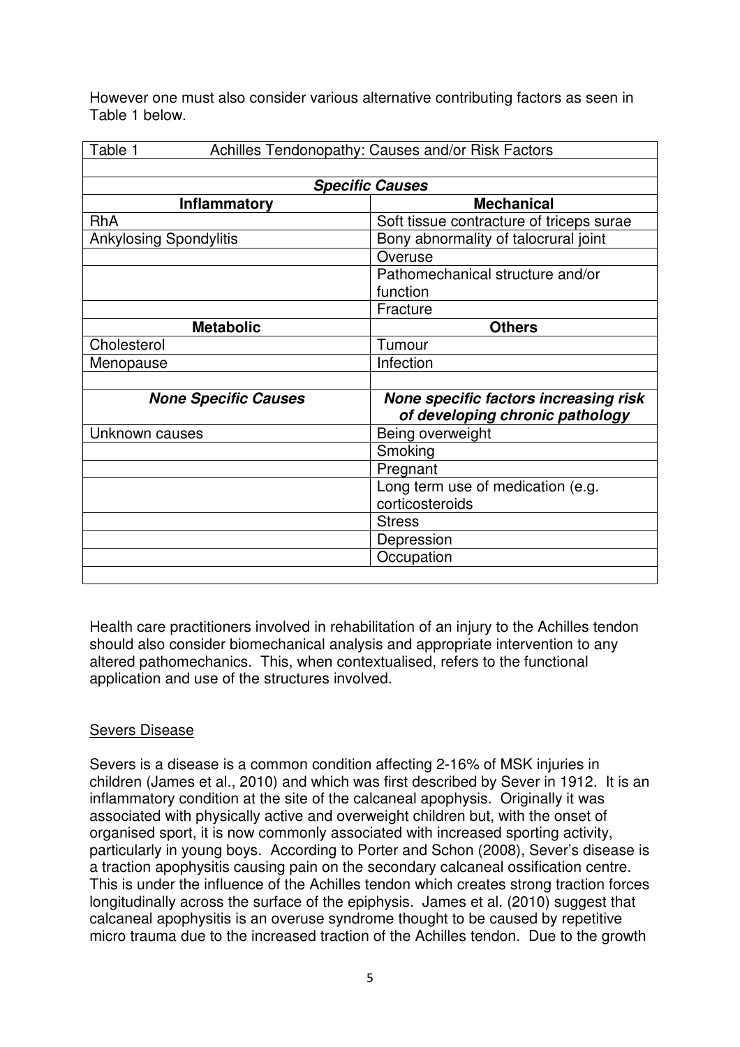However one must also consider various alternative contributing factors as seen in Table 1 below.

| Table 1 Achilles Tendonopathy: Causes and/or Risk Factors | |
|---|---|
| | |
| ***Specific Causes*** | |
| **Inflammatory** | **Mechanical** |
| RhA | Soft tissue contracture of triceps surae |
| Ankylosing Spondylitis | Bony abnormality of talocrural joint |
| | Overuse |
| | Pathomechanical structure and/or function |
| | Fracture |
| **Metabolic** | **Others** |
| Cholesterol | Tumour |
| Menopause | Infection |
| | |
| ***None Specific Causes*** | ***None specific factors increasing risk of developing chronic pathology*** |
| Unknown causes | Being overweight |
| | Smoking |
| | Pregnant |
| | Long term use of medication (e.g. corticosteroids |
| | Stress |
| | Depression |
| | Occupation |
| | |

Health care practitioners involved in rehabilitation of an injury to the Achilles tendon should also consider biomechanical analysis and appropriate intervention to any altered pathomechanics. This, when contextualised, refers to the functional application and use of the structures involved.

## Severs Disease

Severs is a disease is a common condition affecting 2-16% of MSK injuries in children (James et al., 2010) and which was first described by Sever in 1912. It is an inflammatory condition at the site of the calcaneal apophysis. Originally it was associated with physically active and overweight children but, with the onset of organised sport, it is now commonly associated with increased sporting activity, particularly in young boys. According to Porter and Schon (2008), Sever's disease is a traction apophysitis causing pain on the secondary calcaneal ossification centre. This is under the influence of the Achilles tendon which creates strong traction forces longitudinally across the surface of the epiphysis. James et al. (2010) suggest that calcaneal apophysitis is an overuse syndrome thought to be caused by repetitive micro trauma due to the increased traction of the Achilles tendon. Due to the growth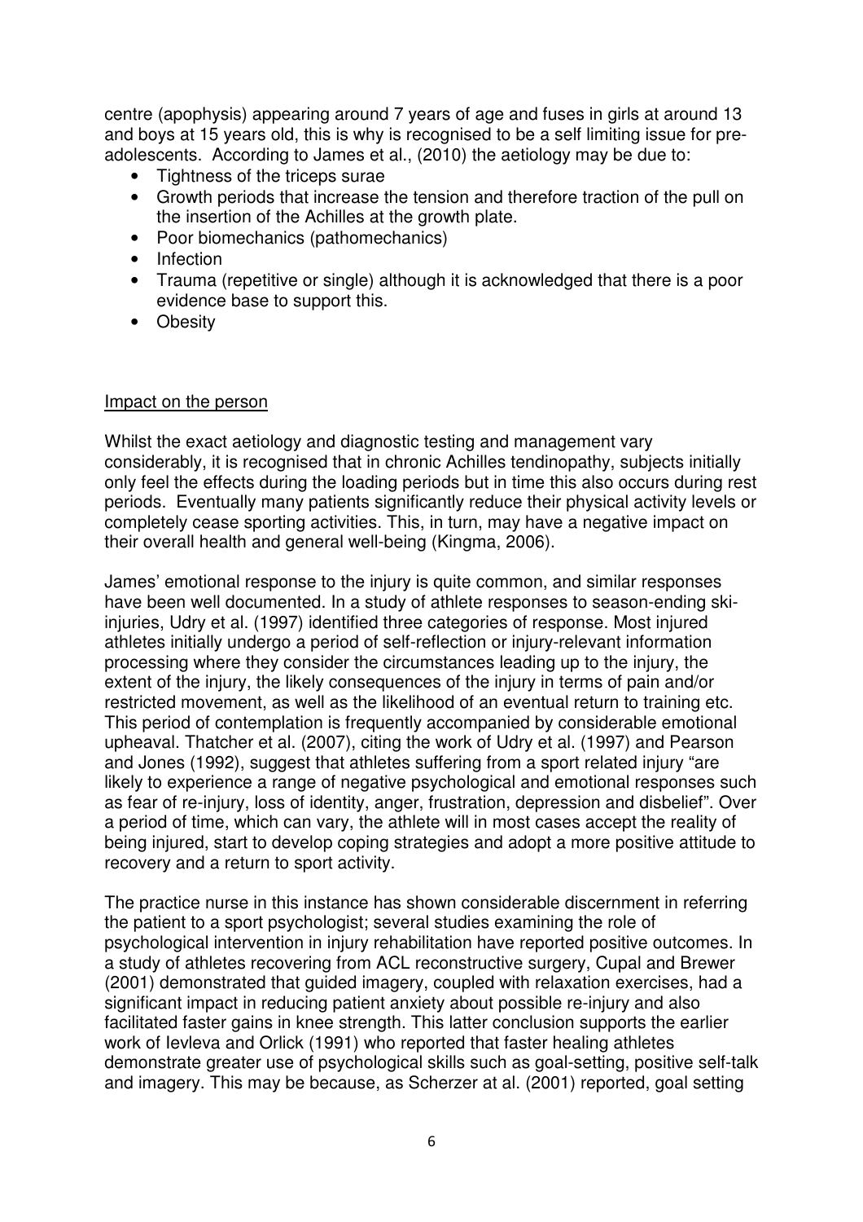centre (apophysis) appearing around 7 years of age and fuses in girls at around 13 and boys at 15 years old, this is why is recognised to be a self limiting issue for pre-adolescents. According to James et al., (2010) the aetiology may be due to:

- Tightness of the triceps surae
- Growth periods that increase the tension and therefore traction of the pull on the insertion of the Achilles at the growth plate.
- Poor biomechanics (pathomechanics)
- Infection
- Trauma (repetitive or single) although it is acknowledged that there is a poor evidence base to support this.
- Obesity

Impact on the person

Whilst the exact aetiology and diagnostic testing and management vary considerably, it is recognised that in chronic Achilles tendinopathy, subjects initially only feel the effects during the loading periods but in time this also occurs during rest periods. Eventually many patients significantly reduce their physical activity levels or completely cease sporting activities. This, in turn, may have a negative impact on their overall health and general well-being (Kingma, 2006).

James' emotional response to the injury is quite common, and similar responses have been well documented. In a study of athlete responses to season-ending ski-injuries, Udry et al. (1997) identified three categories of response. Most injured athletes initially undergo a period of self-reflection or injury-relevant information processing where they consider the circumstances leading up to the injury, the extent of the injury, the likely consequences of the injury in terms of pain and/or restricted movement, as well as the likelihood of an eventual return to training etc. This period of contemplation is frequently accompanied by considerable emotional upheaval. Thatcher et al. (2007), citing the work of Udry et al. (1997) and Pearson and Jones (1992), suggest that athletes suffering from a sport related injury "are likely to experience a range of negative psychological and emotional responses such as fear of re-injury, loss of identity, anger, frustration, depression and disbelief". Over a period of time, which can vary, the athlete will in most cases accept the reality of being injured, start to develop coping strategies and adopt a more positive attitude to recovery and a return to sport activity.

The practice nurse in this instance has shown considerable discernment in referring the patient to a sport psychologist; several studies examining the role of psychological intervention in injury rehabilitation have reported positive outcomes. In a study of athletes recovering from ACL reconstructive surgery, Cupal and Brewer (2001) demonstrated that guided imagery, coupled with relaxation exercises, had a significant impact in reducing patient anxiety about possible re-injury and also facilitated faster gains in knee strength. This latter conclusion supports the earlier work of Ievleva and Orlick (1991) who reported that faster healing athletes demonstrate greater use of psychological skills such as goal-setting, positive self-talk and imagery. This may be because, as Scherzer at al. (2001) reported, goal setting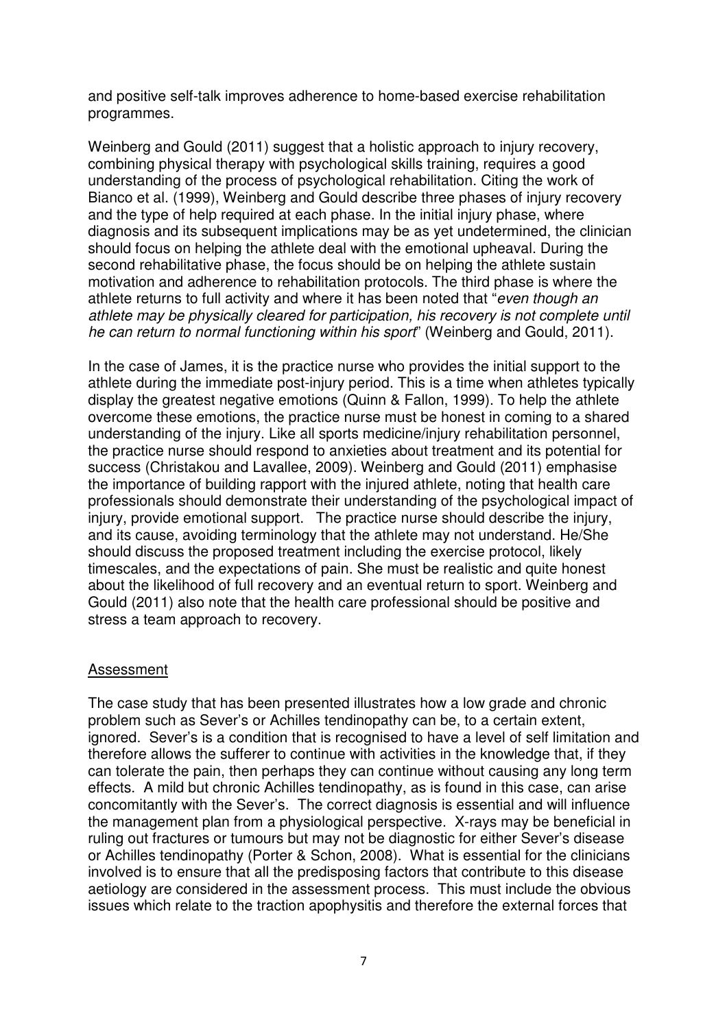and positive self-talk improves adherence to home-based exercise rehabilitation programmes.

Weinberg and Gould (2011) suggest that a holistic approach to injury recovery, combining physical therapy with psychological skills training, requires a good understanding of the process of psychological rehabilitation. Citing the work of Bianco et al. (1999), Weinberg and Gould describe three phases of injury recovery and the type of help required at each phase. In the initial injury phase, where diagnosis and its subsequent implications may be as yet undetermined, the clinician should focus on helping the athlete deal with the emotional upheaval. During the second rehabilitative phase, the focus should be on helping the athlete sustain motivation and adherence to rehabilitation protocols. The third phase is where the athlete returns to full activity and where it has been noted that "*even though an athlete may be physically cleared for participation, his recovery is not complete until he can return to normal functioning within his sport*" (Weinberg and Gould, 2011).

In the case of James, it is the practice nurse who provides the initial support to the athlete during the immediate post-injury period. This is a time when athletes typically display the greatest negative emotions (Quinn & Fallon, 1999). To help the athlete overcome these emotions, the practice nurse must be honest in coming to a shared understanding of the injury. Like all sports medicine/injury rehabilitation personnel, the practice nurse should respond to anxieties about treatment and its potential for success (Christakou and Lavallee, 2009). Weinberg and Gould (2011) emphasise the importance of building rapport with the injured athlete, noting that health care professionals should demonstrate their understanding of the psychological impact of injury, provide emotional support. The practice nurse should describe the injury, and its cause, avoiding terminology that the athlete may not understand. He/She should discuss the proposed treatment including the exercise protocol, likely timescales, and the expectations of pain. She must be realistic and quite honest about the likelihood of full recovery and an eventual return to sport. Weinberg and Gould (2011) also note that the health care professional should be positive and stress a team approach to recovery.

## Assessment

The case study that has been presented illustrates how a low grade and chronic problem such as Sever's or Achilles tendinopathy can be, to a certain extent, ignored. Sever's is a condition that is recognised to have a level of self limitation and therefore allows the sufferer to continue with activities in the knowledge that, if they can tolerate the pain, then perhaps they can continue without causing any long term effects. A mild but chronic Achilles tendinopathy, as is found in this case, can arise concomitantly with the Sever's. The correct diagnosis is essential and will influence the management plan from a physiological perspective. X-rays may be beneficial in ruling out fractures or tumours but may not be diagnostic for either Sever's disease or Achilles tendinopathy (Porter & Schon, 2008). What is essential for the clinicians involved is to ensure that all the predisposing factors that contribute to this disease aetiology are considered in the assessment process. This must include the obvious issues which relate to the traction apophysitis and therefore the external forces that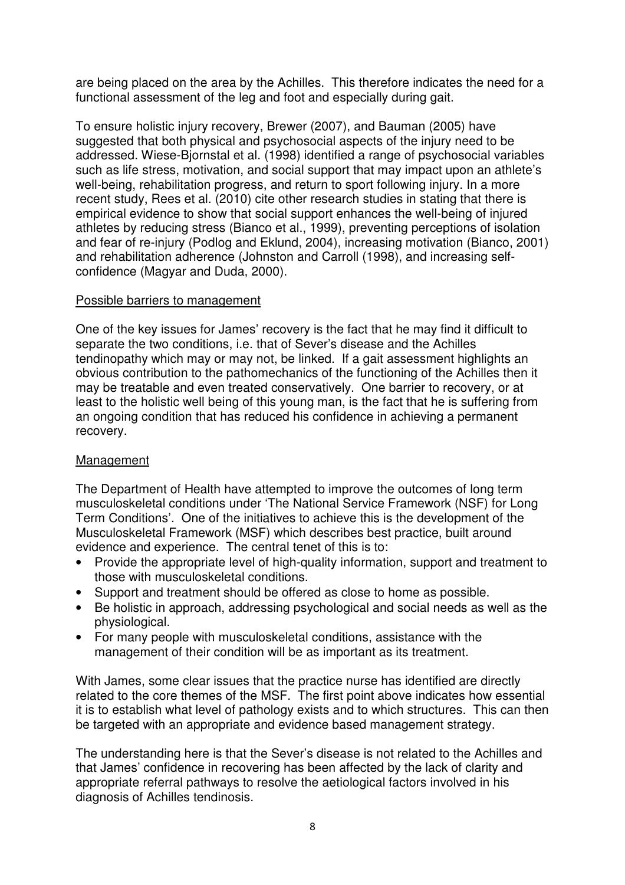are being placed on the area by the Achilles. This therefore indicates the need for a functional assessment of the leg and foot and especially during gait.

To ensure holistic injury recovery, Brewer (2007), and Bauman (2005) have suggested that both physical and psychosocial aspects of the injury need to be addressed. Wiese-Bjornstal et al. (1998) identified a range of psychosocial variables such as life stress, motivation, and social support that may impact upon an athlete's well-being, rehabilitation progress, and return to sport following injury. In a more recent study, Rees et al. (2010) cite other research studies in stating that there is empirical evidence to show that social support enhances the well-being of injured athletes by reducing stress (Bianco et al., 1999), preventing perceptions of isolation and fear of re-injury (Podlog and Eklund, 2004), increasing motivation (Bianco, 2001) and rehabilitation adherence (Johnston and Carroll (1998), and increasing self-confidence (Magyar and Duda, 2000).

<u>Possible barriers to management</u>

One of the key issues for James' recovery is the fact that he may find it difficult to separate the two conditions, i.e. that of Sever's disease and the Achilles tendinopathy which may or may not, be linked. If a gait assessment highlights an obvious contribution to the pathomechanics of the functioning of the Achilles then it may be treatable and even treated conservatively. One barrier to recovery, or at least to the holistic well being of this young man, is the fact that he is suffering from an ongoing condition that has reduced his confidence in achieving a permanent recovery.

<u>Management</u>

The Department of Health have attempted to improve the outcomes of long term musculoskeletal conditions under 'The National Service Framework (NSF) for Long Term Conditions'. One of the initiatives to achieve this is the development of the Musculoskeletal Framework (MSF) which describes best practice, built around evidence and experience. The central tenet of this is to:

- Provide the appropriate level of high-quality information, support and treatment to those with musculoskeletal conditions.
- Support and treatment should be offered as close to home as possible.
- Be holistic in approach, addressing psychological and social needs as well as the physiological.
- For many people with musculoskeletal conditions, assistance with the management of their condition will be as important as its treatment.

With James, some clear issues that the practice nurse has identified are directly related to the core themes of the MSF. The first point above indicates how essential it is to establish what level of pathology exists and to which structures. This can then be targeted with an appropriate and evidence based management strategy.

The understanding here is that the Sever's disease is not related to the Achilles and that James' confidence in recovering has been affected by the lack of clarity and appropriate referral pathways to resolve the aetiological factors involved in his diagnosis of Achilles tendinosis.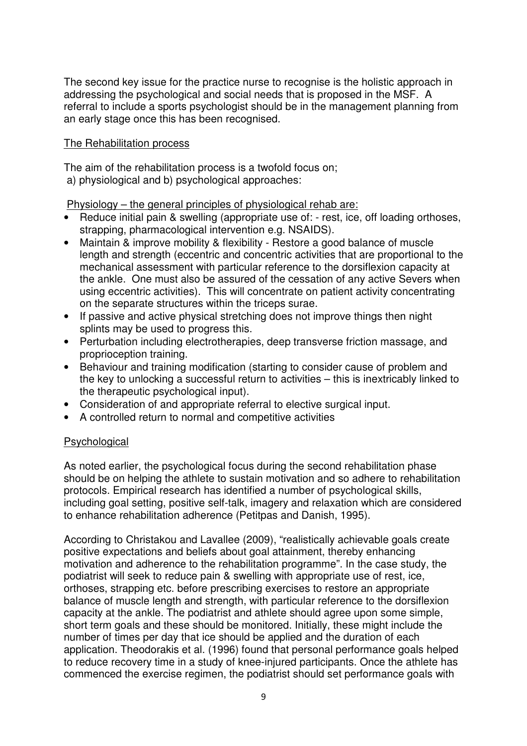The second key issue for the practice nurse to recognise is the holistic approach in addressing the psychological and social needs that is proposed in the MSF. A referral to include a sports psychologist should be in the management planning from an early stage once this has been recognised.

<u>The Rehabilitation process</u>

The aim of the rehabilitation process is a twofold focus on;
a) physiological and b) psychological approaches:

<u>Physiology – the general principles of physiological rehab are:</u>

- Reduce initial pain & swelling (appropriate use of: - rest, ice, off loading orthoses, strapping, pharmacological intervention e.g. NSAIDS).
- Maintain & improve mobility & flexibility - Restore a good balance of muscle length and strength (eccentric and concentric activities that are proportional to the mechanical assessment with particular reference to the dorsiflexion capacity at the ankle. One must also be assured of the cessation of any active Severs when using eccentric activities). This will concentrate on patient activity concentrating on the separate structures within the triceps surae.
- If passive and active physical stretching does not improve things then night splints may be used to progress this.
- Perturbation including electrotherapies, deep transverse friction massage, and proprioception training.
- Behaviour and training modification (starting to consider cause of problem and the key to unlocking a successful return to activities – this is inextricably linked to the therapeutic psychological input).
- Consideration of and appropriate referral to elective surgical input.
- A controlled return to normal and competitive activities

<u>Psychological</u>

As noted earlier, the psychological focus during the second rehabilitation phase should be on helping the athlete to sustain motivation and so adhere to rehabilitation protocols. Empirical research has identified a number of psychological skills, including goal setting, positive self-talk, imagery and relaxation which are considered to enhance rehabilitation adherence (Petitpas and Danish, 1995).

According to Christakou and Lavallee (2009), "realistically achievable goals create positive expectations and beliefs about goal attainment, thereby enhancing motivation and adherence to the rehabilitation programme". In the case study, the podiatrist will seek to reduce pain & swelling with appropriate use of rest, ice, orthoses, strapping etc. before prescribing exercises to restore an appropriate balance of muscle length and strength, with particular reference to the dorsiflexion capacity at the ankle. The podiatrist and athlete should agree upon some simple, short term goals and these should be monitored. Initially, these might include the number of times per day that ice should be applied and the duration of each application. Theodorakis et al. (1996) found that personal performance goals helped to reduce recovery time in a study of knee-injured participants. Once the athlete has commenced the exercise regimen, the podiatrist should set performance goals with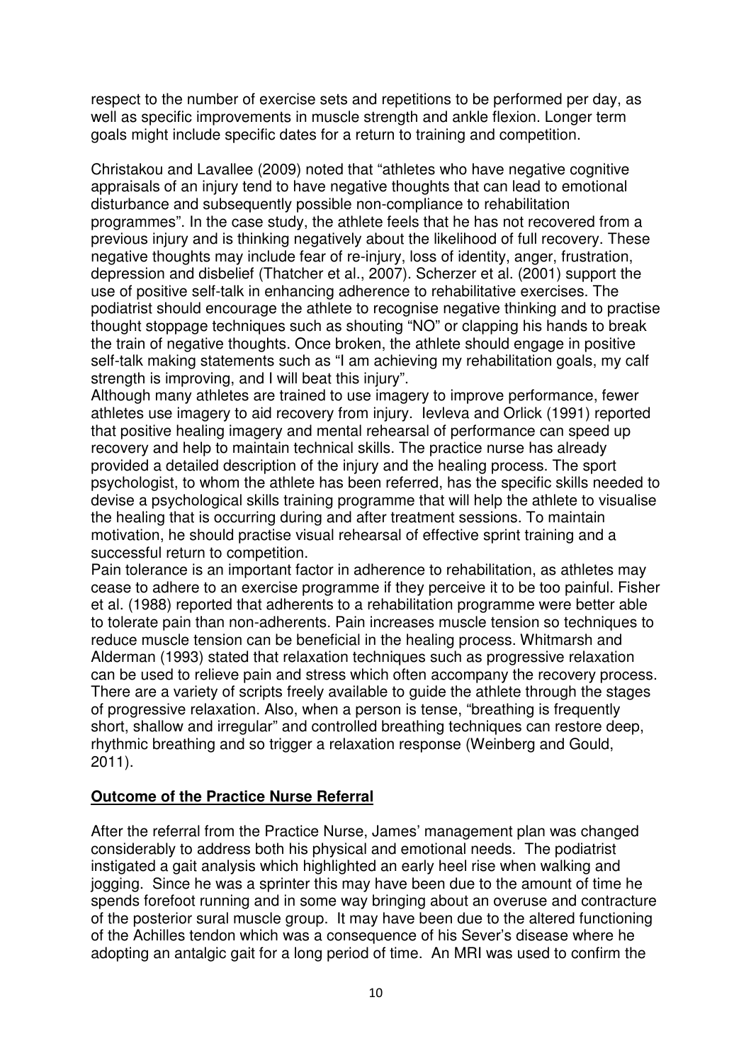respect to the number of exercise sets and repetitions to be performed per day, as well as specific improvements in muscle strength and ankle flexion. Longer term goals might include specific dates for a return to training and competition.

Christakou and Lavallee (2009) noted that "athletes who have negative cognitive appraisals of an injury tend to have negative thoughts that can lead to emotional disturbance and subsequently possible non-compliance to rehabilitation programmes". In the case study, the athlete feels that he has not recovered from a previous injury and is thinking negatively about the likelihood of full recovery. These negative thoughts may include fear of re-injury, loss of identity, anger, frustration, depression and disbelief (Thatcher et al., 2007). Scherzer et al. (2001) support the use of positive self-talk in enhancing adherence to rehabilitative exercises. The podiatrist should encourage the athlete to recognise negative thinking and to practise thought stoppage techniques such as shouting "NO" or clapping his hands to break the train of negative thoughts. Once broken, the athlete should engage in positive self-talk making statements such as "I am achieving my rehabilitation goals, my calf strength is improving, and I will beat this injury".

Although many athletes are trained to use imagery to improve performance, fewer athletes use imagery to aid recovery from injury. Ievleva and Orlick (1991) reported that positive healing imagery and mental rehearsal of performance can speed up recovery and help to maintain technical skills. The practice nurse has already provided a detailed description of the injury and the healing process. The sport psychologist, to whom the athlete has been referred, has the specific skills needed to devise a psychological skills training programme that will help the athlete to visualise the healing that is occurring during and after treatment sessions. To maintain motivation, he should practise visual rehearsal of effective sprint training and a successful return to competition.

Pain tolerance is an important factor in adherence to rehabilitation, as athletes may cease to adhere to an exercise programme if they perceive it to be too painful. Fisher et al. (1988) reported that adherents to a rehabilitation programme were better able to tolerate pain than non-adherents. Pain increases muscle tension so techniques to reduce muscle tension can be beneficial in the healing process. Whitmarsh and Alderman (1993) stated that relaxation techniques such as progressive relaxation can be used to relieve pain and stress which often accompany the recovery process. There are a variety of scripts freely available to guide the athlete through the stages of progressive relaxation. Also, when a person is tense, "breathing is frequently short, shallow and irregular" and controlled breathing techniques can restore deep, rhythmic breathing and so trigger a relaxation response (Weinberg and Gould, 2011).

## **Outcome of the Practice Nurse Referral**

After the referral from the Practice Nurse, James' management plan was changed considerably to address both his physical and emotional needs. The podiatrist instigated a gait analysis which highlighted an early heel rise when walking and jogging. Since he was a sprinter this may have been due to the amount of time he spends forefoot running and in some way bringing about an overuse and contracture of the posterior sural muscle group. It may have been due to the altered functioning of the Achilles tendon which was a consequence of his Sever's disease where he adopting an antalgic gait for a long period of time. An MRI was used to confirm the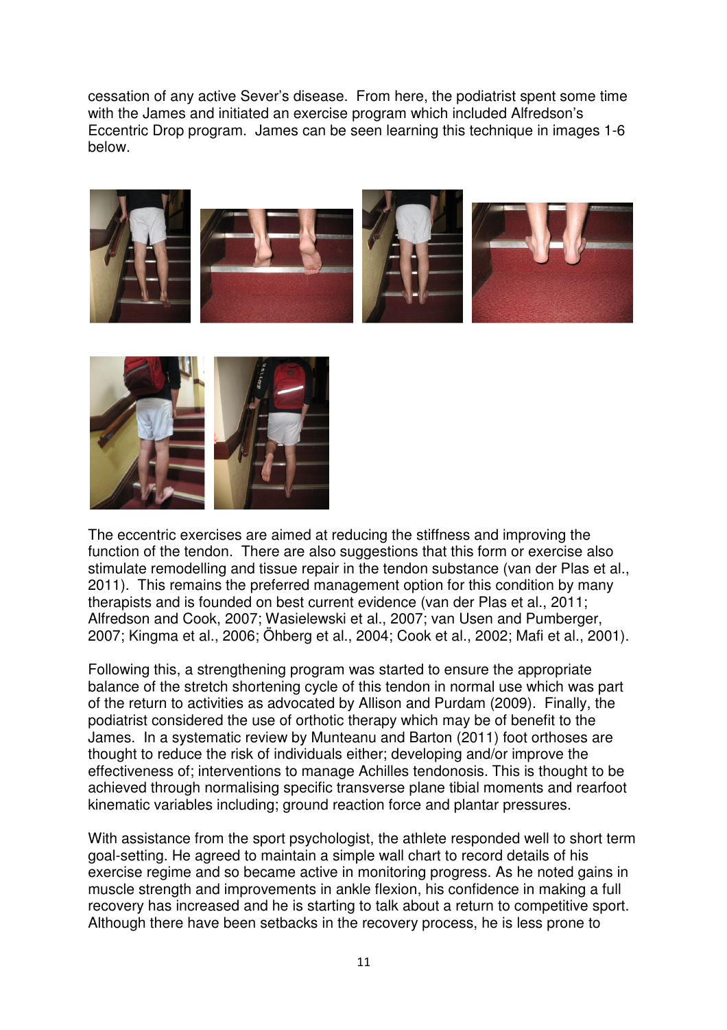cessation of any active Sever's disease. From here, the podiatrist spent some time with the James and initiated an exercise program which included Alfredson's Eccentric Drop program. James can be seen learning this technique in images 1-6 below.

The eccentric exercises are aimed at reducing the stiffness and improving the function of the tendon. There are also suggestions that this form or exercise also stimulate remodelling and tissue repair in the tendon substance (van der Plas et al., 2011). This remains the preferred management option for this condition by many therapists and is founded on best current evidence (van der Plas et al., 2011; Alfredson and Cook, 2007; Wasielewski et al., 2007; van Usen and Pumberger, 2007; Kingma et al., 2006; Öhberg et al., 2004; Cook et al., 2002; Mafi et al., 2001).

Following this, a strengthening program was started to ensure the appropriate balance of the stretch shortening cycle of this tendon in normal use which was part of the return to activities as advocated by Allison and Purdam (2009). Finally, the podiatrist considered the use of orthotic therapy which may be of benefit to the James. In a systematic review by Munteanu and Barton (2011) foot orthoses are thought to reduce the risk of individuals either; developing and/or improve the effectiveness of; interventions to manage Achilles tendonosis. This is thought to be achieved through normalising specific transverse plane tibial moments and rearfoot kinematic variables including; ground reaction force and plantar pressures.

With assistance from the sport psychologist, the athlete responded well to short term goal-setting. He agreed to maintain a simple wall chart to record details of his exercise regime and so became active in monitoring progress. As he noted gains in muscle strength and improvements in ankle flexion, his confidence in making a full recovery has increased and he is starting to talk about a return to competitive sport. Although there have been setbacks in the recovery process, he is less prone to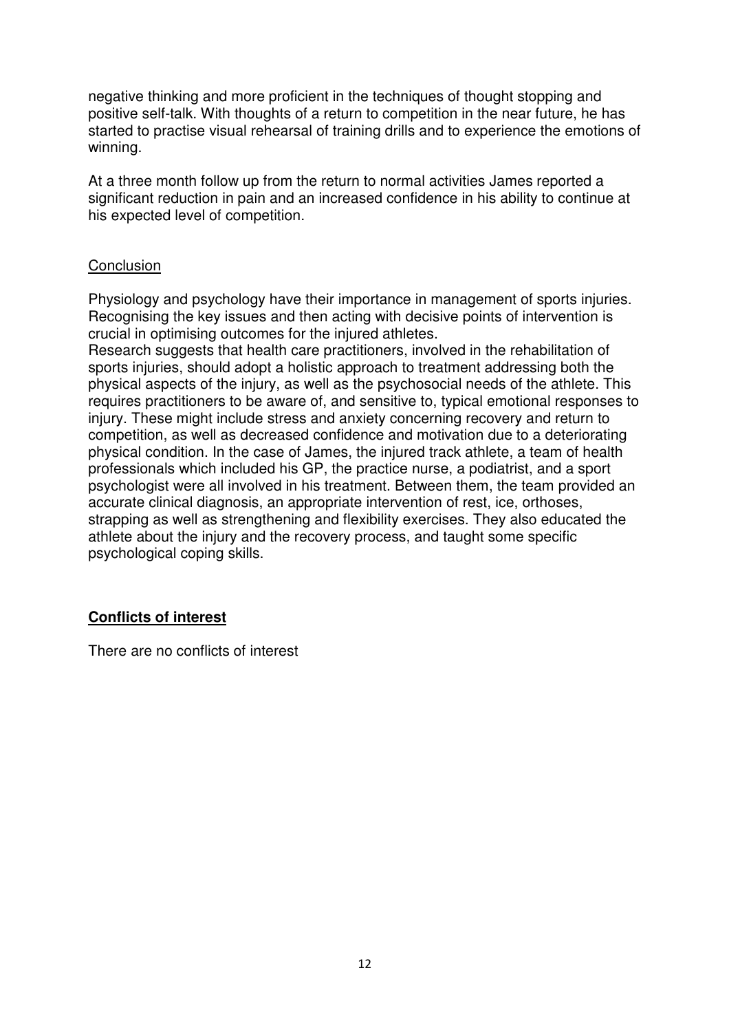negative thinking and more proficient in the techniques of thought stopping and positive self-talk. With thoughts of a return to competition in the near future, he has started to practise visual rehearsal of training drills and to experience the emotions of winning.

At a three month follow up from the return to normal activities James reported a significant reduction in pain and an increased confidence in his ability to continue at his expected level of competition.

## Conclusion

Physiology and psychology have their importance in management of sports injuries. Recognising the key issues and then acting with decisive points of intervention is crucial in optimising outcomes for the injured athletes.

Research suggests that health care practitioners, involved in the rehabilitation of sports injuries, should adopt a holistic approach to treatment addressing both the physical aspects of the injury, as well as the psychosocial needs of the athlete. This requires practitioners to be aware of, and sensitive to, typical emotional responses to injury. These might include stress and anxiety concerning recovery and return to competition, as well as decreased confidence and motivation due to a deteriorating physical condition. In the case of James, the injured track athlete, a team of health professionals which included his GP, the practice nurse, a podiatrist, and a sport psychologist were all involved in his treatment. Between them, the team provided an accurate clinical diagnosis, an appropriate intervention of rest, ice, orthoses, strapping as well as strengthening and flexibility exercises. They also educated the athlete about the injury and the recovery process, and taught some specific psychological coping skills.

## **Conflicts of interest**

There are no conflicts of interest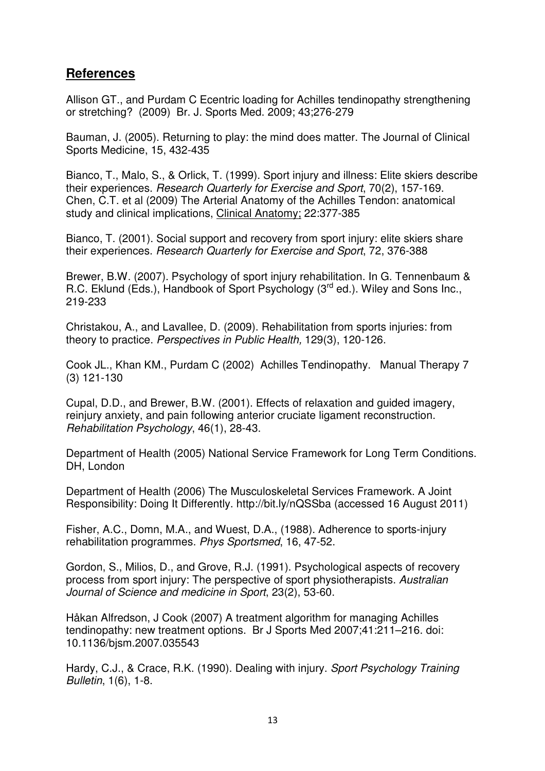## References

Allison GT., and Purdam C Ecentric loading for Achilles tendinopathy strengthening or stretching? (2009) Br. J. Sports Med. 2009; 43;276-279

Bauman, J. (2005). Returning to play: the mind does matter. The Journal of Clinical Sports Medicine, 15, 432-435

Bianco, T., Malo, S., & Orlick, T. (1999). Sport injury and illness: Elite skiers describe their experiences. *Research Quarterly for Exercise and Sport*, 70(2), 157-169.
Chen, C.T. et al (2009) The Arterial Anatomy of the Achilles Tendon: anatomical study and clinical implications, Clinical Anatomy; 22:377-385

Bianco, T. (2001). Social support and recovery from sport injury: elite skiers share their experiences. *Research Quarterly for Exercise and Sport*, 72, 376-388

Brewer, B.W. (2007). Psychology of sport injury rehabilitation. In G. Tennenbaum & R.C. Eklund (Eds.), Handbook of Sport Psychology (3rd ed.). Wiley and Sons Inc., 219-233

Christakou, A., and Lavallee, D. (2009). Rehabilitation from sports injuries: from theory to practice. *Perspectives in Public Health,* 129(3), 120-126.

Cook JL., Khan KM., Purdam C (2002) Achilles Tendinopathy. Manual Therapy 7 (3) 121-130

Cupal, D.D., and Brewer, B.W. (2001). Effects of relaxation and guided imagery, reinjury anxiety, and pain following anterior cruciate ligament reconstruction. *Rehabilitation Psychology*, 46(1), 28-43.

Department of Health (2005) National Service Framework for Long Term Conditions. DH, London

Department of Health (2006) The Musculoskeletal Services Framework. A Joint Responsibility: Doing It Differently. http://bit.ly/nQSSba (accessed 16 August 2011)

Fisher, A.C., Domn, M.A., and Wuest, D.A., (1988). Adherence to sports-injury rehabilitation programmes. *Phys Sportsmed*, 16, 47-52.

Gordon, S., Milios, D., and Grove, R.J. (1991). Psychological aspects of recovery process from sport injury: The perspective of sport physiotherapists. *Australian Journal of Science and medicine in Sport*, 23(2), 53-60.

Håkan Alfredson, J Cook (2007) A treatment algorithm for managing Achilles tendinopathy: new treatment options. Br J Sports Med 2007;41:211–216. doi: 10.1136/bjsm.2007.035543

Hardy, C.J., & Crace, R.K. (1990). Dealing with injury. *Sport Psychology Training Bulletin*, 1(6), 1-8.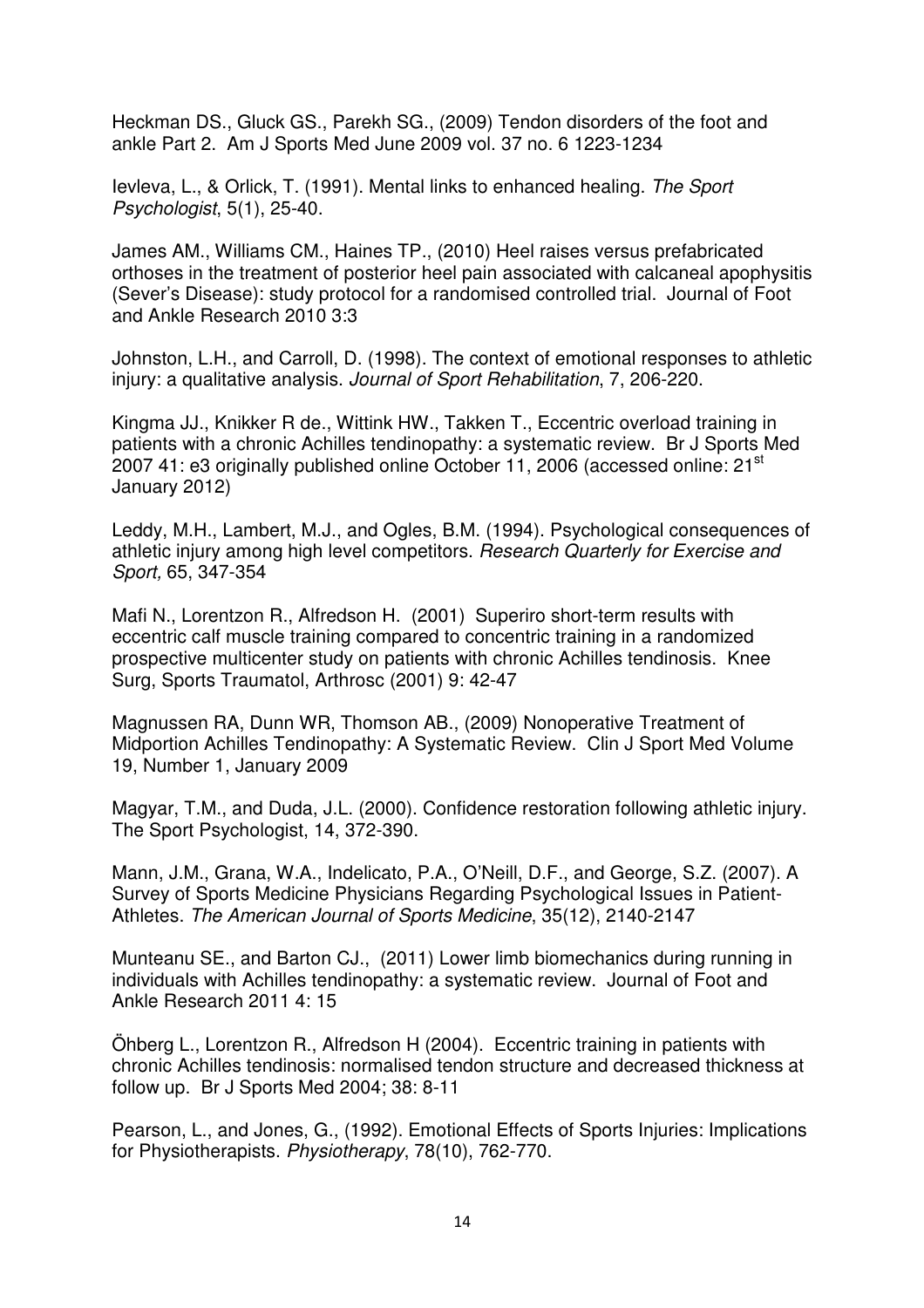Heckman DS., Gluck GS., Parekh SG., (2009) Tendon disorders of the foot and ankle Part 2. Am J Sports Med June 2009 vol. 37 no. 6 1223-1234

Ievleva, L., & Orlick, T. (1991). Mental links to enhanced healing. *The Sport Psychologist*, 5(1), 25-40.

James AM., Williams CM., Haines TP., (2010) Heel raises versus prefabricated orthoses in the treatment of posterior heel pain associated with calcaneal apophysitis (Sever's Disease): study protocol for a randomised controlled trial. Journal of Foot and Ankle Research 2010 3:3

Johnston, L.H., and Carroll, D. (1998). The context of emotional responses to athletic injury: a qualitative analysis. *Journal of Sport Rehabilitation*, 7, 206-220.

Kingma JJ., Knikker R de., Wittink HW., Takken T., Eccentric overload training in patients with a chronic Achilles tendinopathy: a systematic review. Br J Sports Med 2007 41: e3 originally published online October 11, 2006 (accessed online: 21st January 2012)

Leddy, M.H., Lambert, M.J., and Ogles, B.M. (1994). Psychological consequences of athletic injury among high level competitors. *Research Quarterly for Exercise and Sport,* 65, 347-354

Mafi N., Lorentzon R., Alfredson H. (2001) Superiro short-term results with eccentric calf muscle training compared to concentric training in a randomized prospective multicenter study on patients with chronic Achilles tendinosis. Knee Surg, Sports Traumatol, Arthrosc (2001) 9: 42-47

Magnussen RA, Dunn WR, Thomson AB., (2009) Nonoperative Treatment of Midportion Achilles Tendinopathy: A Systematic Review. Clin J Sport Med Volume 19, Number 1, January 2009

Magyar, T.M., and Duda, J.L. (2000). Confidence restoration following athletic injury. The Sport Psychologist, 14, 372-390.

Mann, J.M., Grana, W.A., Indelicato, P.A., O'Neill, D.F., and George, S.Z. (2007). A Survey of Sports Medicine Physicians Regarding Psychological Issues in Patient-Athletes. *The American Journal of Sports Medicine*, 35(12), 2140-2147

Munteanu SE., and Barton CJ., (2011) Lower limb biomechanics during running in individuals with Achilles tendinopathy: a systematic review. Journal of Foot and Ankle Research 2011 4: 15

Öhberg L., Lorentzon R., Alfredson H (2004). Eccentric training in patients with chronic Achilles tendinosis: normalised tendon structure and decreased thickness at follow up. Br J Sports Med 2004; 38: 8-11

Pearson, L., and Jones, G., (1992). Emotional Effects of Sports Injuries: Implications for Physiotherapists. *Physiotherapy*, 78(10), 762-770.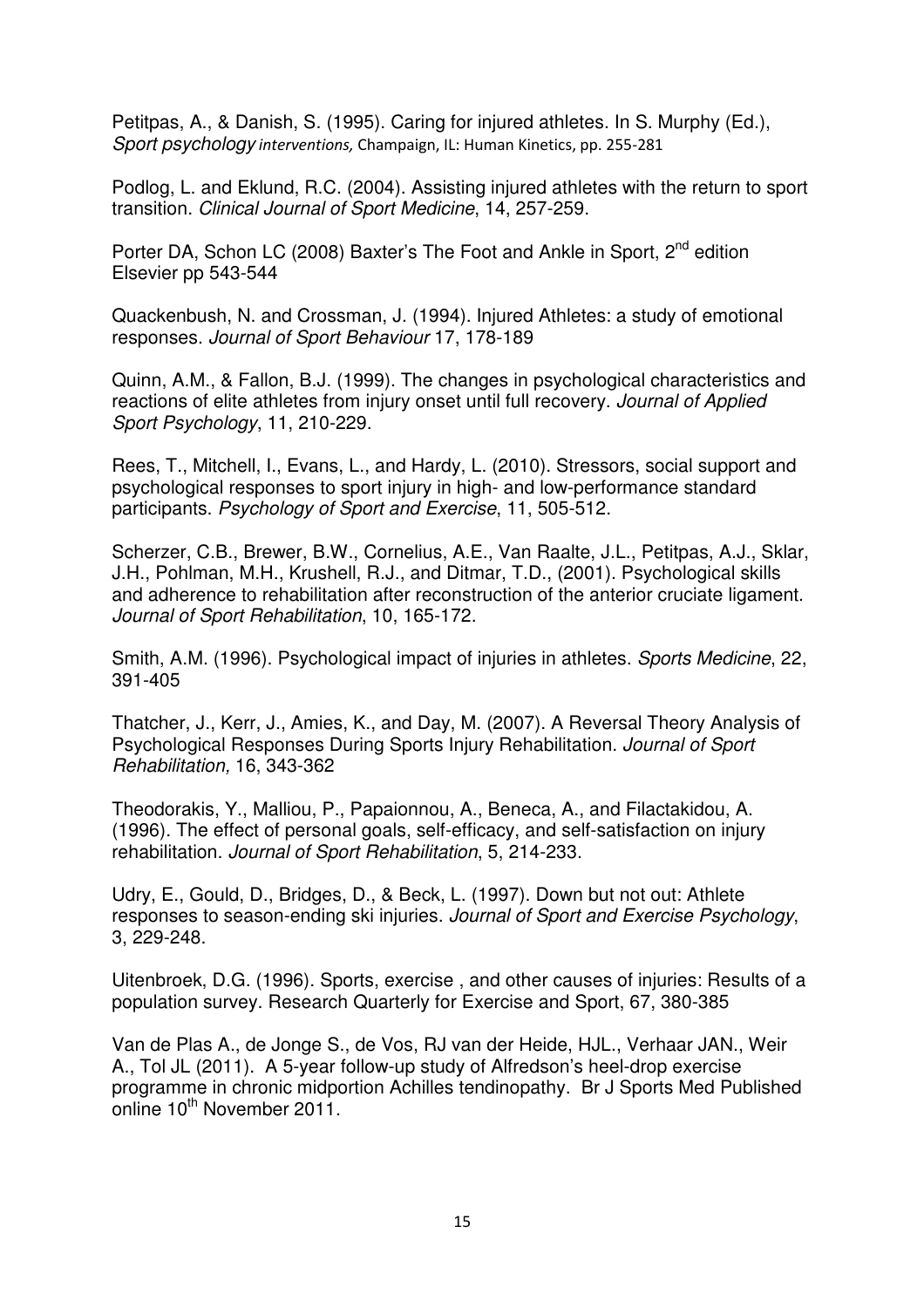Petitpas, A., & Danish, S. (1995). Caring for injured athletes. In S. Murphy (Ed.), *Sport psychology interventions,* Champaign, IL: Human Kinetics, pp. 255-281

Podlog, L. and Eklund, R.C. (2004). Assisting injured athletes with the return to sport transition. *Clinical Journal of Sport Medicine*, 14, 257-259.

Porter DA, Schon LC (2008) Baxter's The Foot and Ankle in Sport, 2nd edition Elsevier pp 543-544

Quackenbush, N. and Crossman, J. (1994). Injured Athletes: a study of emotional responses. *Journal of Sport Behaviour* 17, 178-189

Quinn, A.M., & Fallon, B.J. (1999). The changes in psychological characteristics and reactions of elite athletes from injury onset until full recovery. *Journal of Applied Sport Psychology*, 11, 210-229.

Rees, T., Mitchell, I., Evans, L., and Hardy, L. (2010). Stressors, social support and psychological responses to sport injury in high- and low-performance standard participants. *Psychology of Sport and Exercise*, 11, 505-512.

Scherzer, C.B., Brewer, B.W., Cornelius, A.E., Van Raalte, J.L., Petitpas, A.J., Sklar, J.H., Pohlman, M.H., Krushell, R.J., and Ditmar, T.D., (2001). Psychological skills and adherence to rehabilitation after reconstruction of the anterior cruciate ligament. *Journal of Sport Rehabilitation*, 10, 165-172.

Smith, A.M. (1996). Psychological impact of injuries in athletes. *Sports Medicine*, 22, 391-405

Thatcher, J., Kerr, J., Amies, K., and Day, M. (2007). A Reversal Theory Analysis of Psychological Responses During Sports Injury Rehabilitation. *Journal of Sport Rehabilitation,* 16, 343-362

Theodorakis, Y., Malliou, P., Papaionnou, A., Beneca, A., and Filactakidou, A. (1996). The effect of personal goals, self-efficacy, and self-satisfaction on injury rehabilitation. *Journal of Sport Rehabilitation*, 5, 214-233.

Udry, E., Gould, D., Bridges, D., & Beck, L. (1997). Down but not out: Athlete responses to season-ending ski injuries. *Journal of Sport and Exercise Psychology*, 3, 229-248.

Uitenbroek, D.G. (1996). Sports, exercise , and other causes of injuries: Results of a population survey. Research Quarterly for Exercise and Sport, 67, 380-385

Van de Plas A., de Jonge S., de Vos, RJ van der Heide, HJL., Verhaar JAN., Weir A., Tol JL (2011). A 5-year follow-up study of Alfredson's heel-drop exercise programme in chronic midportion Achilles tendinopathy. Br J Sports Med Published online 10th November 2011.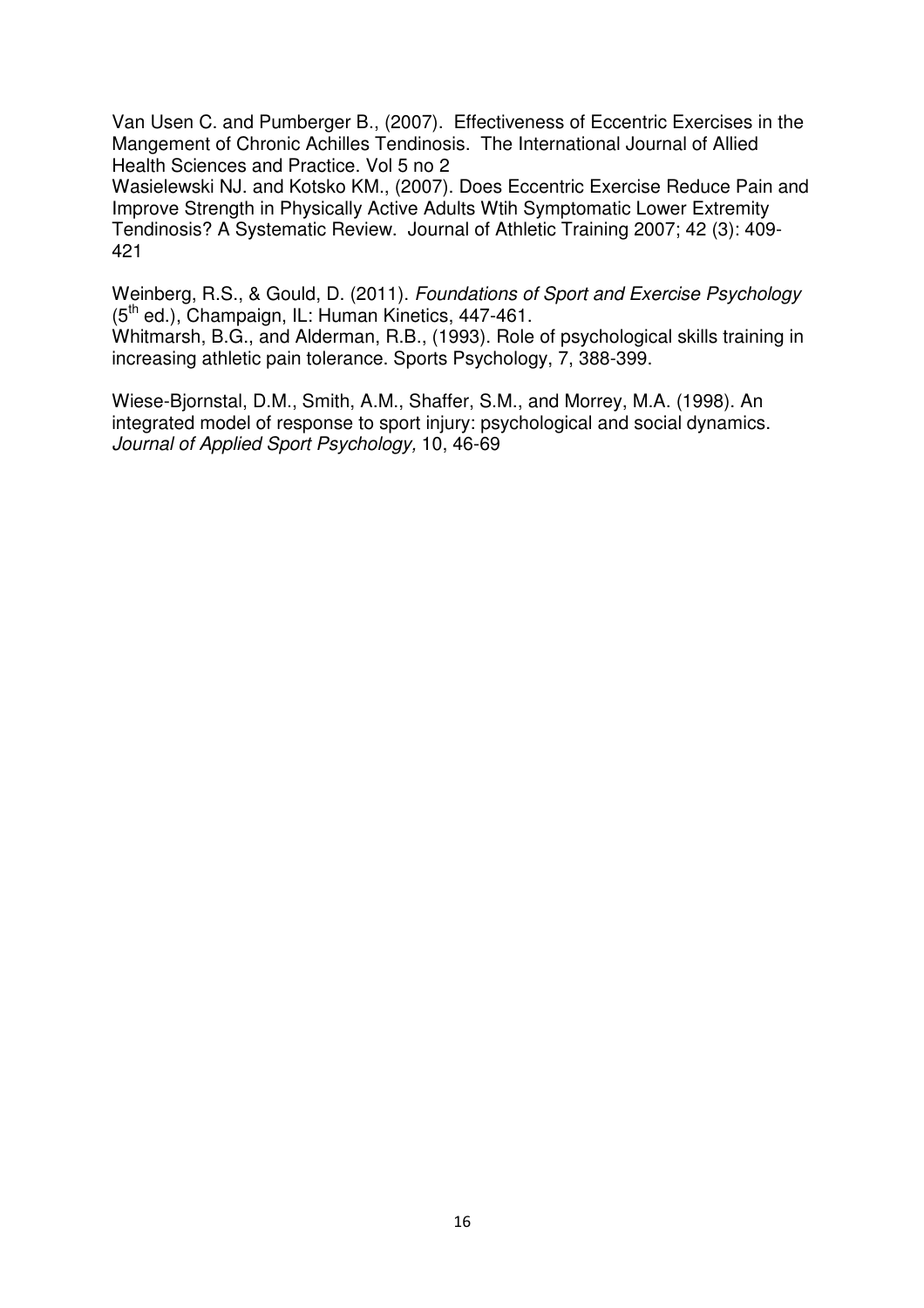Van Usen C. and Pumberger B., (2007). Effectiveness of Eccentric Exercises in the Mangement of Chronic Achilles Tendinosis. The International Journal of Allied Health Sciences and Practice. Vol 5 no 2

Wasielewski NJ. and Kotsko KM., (2007). Does Eccentric Exercise Reduce Pain and Improve Strength in Physically Active Adults Wtih Symptomatic Lower Extremity Tendinosis? A Systematic Review. Journal of Athletic Training 2007; 42 (3): 409-421

Weinberg, R.S., & Gould, D. (2011). *Foundations of Sport and Exercise Psychology* (5th ed.), Champaign, IL: Human Kinetics, 447-461.

Whitmarsh, B.G., and Alderman, R.B., (1993). Role of psychological skills training in increasing athletic pain tolerance. Sports Psychology, 7, 388-399.

Wiese-Bjornstal, D.M., Smith, A.M., Shaffer, S.M., and Morrey, M.A. (1998). An integrated model of response to sport injury: psychological and social dynamics. *Journal of Applied Sport Psychology,* 10, 46-69